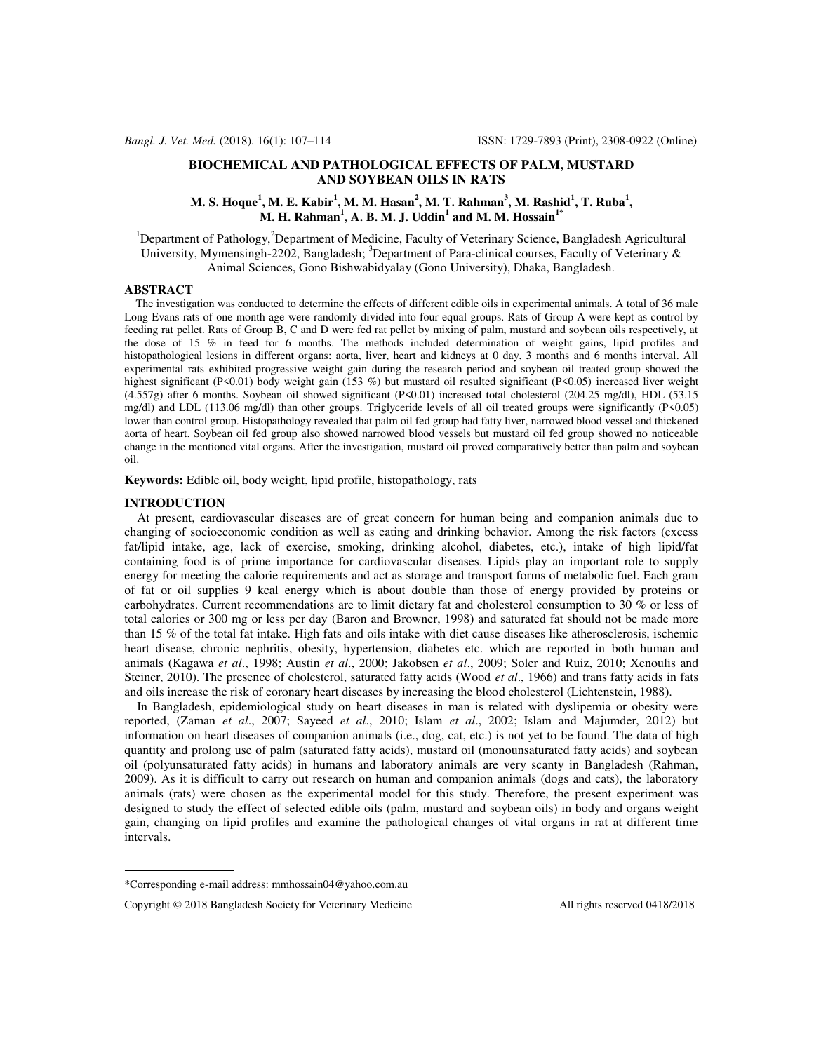# BIOCHEMICAL AND PATHOLOGICAL EFFECTS OF PALM, MUSTARD AND SOYBEAN OILS IN RATS

**M. S. Hoque[1], M. E. Kabir[1], M. M. Hasan[2], M. T. Rahman[3], M. Rashid[1], T. Ruba[1], M. H. Rahman[1], A. B. M. J. Uddin[1] and M. M. Hossain[1*]**

[1]Department of Pathology, [2]Department of Medicine, Faculty of Veterinary Science, Bangladesh Agricultural University, Mymensingh-2202, Bangladesh; [3]Department of Para-clinical courses, Faculty of Veterinary & Animal Sciences, Gono Bishwabidyalay (Gono University), Dhaka, Bangladesh.

## ABSTRACT

The investigation was conducted to determine the effects of different edible oils in experimental animals. A total of 36 male Long Evans rats of one month age were randomly divided into four equal groups. Rats of Group A were kept as control by feeding rat pellet. Rats of Group B, C and D were fed rat pellet by mixing of palm, mustard and soybean oils respectively, at the dose of 15 % in feed for 6 months. The methods included determination of weight gains, lipid profiles and histopathological lesions in different organs: aorta, liver, heart and kidneys at 0 day, 3 months and 6 months interval. All experimental rats exhibited progressive weight gain during the research period and soybean oil treated group showed the highest significant ($P<0.01$) body weight gain (153 %) but mustard oil resulted significant ($P<0.05$) increased liver weight (4.557g) after 6 months. Soybean oil showed significant ($P<0.01$) increased total cholesterol (204.25 mg/dl), HDL (53.15 mg/dl) and LDL (113.06 mg/dl) than other groups. Triglyceride levels of all oil treated groups were significantly ($P<0.05$) lower than control group. Histopathology revealed that palm oil fed group had fatty liver, narrowed blood vessel and thickened aorta of heart. Soybean oil fed group also showed narrowed blood vessels but mustard oil fed group showed no noticeable change in the mentioned vital organs. After the investigation, mustard oil proved comparatively better than palm and soybean oil.

**Keywords:** Edible oil, body weight, lipid profile, histopathology, rats

## INTRODUCTION

At present, cardiovascular diseases are of great concern for human being and companion animals due to changing of socioeconomic condition as well as eating and drinking behavior. Among the risk factors (excess fat/lipid intake, age, lack of exercise, smoking, drinking alcohol, diabetes, etc.), intake of high lipid/fat containing food is of prime importance for cardiovascular diseases. Lipids play an important role to supply energy for meeting the calorie requirements and act as storage and transport forms of metabolic fuel. Each gram of fat or oil supplies 9 kcal energy which is about double than those of energy provided by proteins or carbohydrates. Current recommendations are to limit dietary fat and cholesterol consumption to 30 % or less of total calories or 300 mg or less per day (Baron and Browner, 1998) and saturated fat should not be made more than 15 % of the total fat intake. High fats and oils intake with diet cause diseases like atherosclerosis, ischemic heart disease, chronic nephritis, obesity, hypertension, diabetes etc. which are reported in both human and animals (Kagawa *et al*., 1998; Austin *et al*., 2000; Jakobsen *et al*., 2009; Soler and Ruiz, 2010; Xenoulis and Steiner, 2010). The presence of cholesterol, saturated fatty acids (Wood *et al*., 1966) and trans fatty acids in fats and oils increase the risk of coronary heart diseases by increasing the blood cholesterol (Lichtenstein, 1988).

In Bangladesh, epidemiological study on heart diseases in man is related with dyslipemia or obesity were reported, (Zaman *et al*., 2007; Sayeed *et al*., 2010; Islam *et al*., 2002; Islam and Majumder, 2012) but information on heart diseases of companion animals (i.e., dog, cat, etc.) is not yet to be found. The data of high quantity and prolong use of palm (saturated fatty acids), mustard oil (monounsaturated fatty acids) and soybean oil (polyunsaturated fatty acids) in humans and laboratory animals are very scanty in Bangladesh (Rahman, 2009). As it is difficult to carry out research on human and companion animals (dogs and cats), the laboratory animals (rats) were chosen as the experimental model for this study. Therefore, the present experiment was designed to study the effect of selected edible oils (palm, mustard and soybean oils) in body and organs weight gain, changing on lipid profiles and examine the pathological changes of vital organs in rat at different time intervals.

*Corresponding e-mail address: mmhossain04@yahoo.com.au

Copyright © 2018 Bangladesh Society for Veterinary Medicine All rights reserved 0418/2018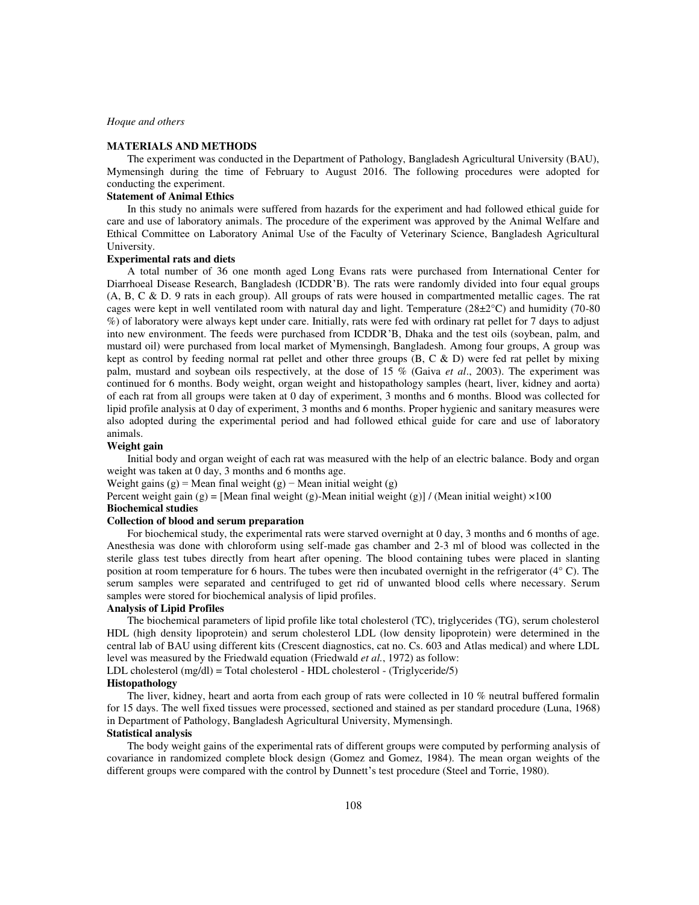## MATERIALS AND METHODS

The experiment was conducted in the Department of Pathology, Bangladesh Agricultural University (BAU), Mymensingh during the time of February to August 2016. The following procedures were adopted for conducting the experiment.

### Statement of Animal Ethics

In this study no animals were suffered from hazards for the experiment and had followed ethical guide for care and use of laboratory animals. The procedure of the experiment was approved by the Animal Welfare and Ethical Committee on Laboratory Animal Use of the Faculty of Veterinary Science, Bangladesh Agricultural University.

### Experimental rats and diets

A total number of 36 one month aged Long Evans rats were purchased from International Center for Diarrhoeal Disease Research, Bangladesh (ICDDR'B). The rats were randomly divided into four equal groups (A, B, C & D. 9 rats in each group). All groups of rats were housed in compartmented metallic cages. The rat cages were kept in well ventilated room with natural day and light. Temperature (28±2°C) and humidity (70-80 %) of laboratory were always kept under care. Initially, rats were fed with ordinary rat pellet for 7 days to adjust into new environment. The feeds were purchased from ICDDR'B, Dhaka and the test oils (soybean, palm, and mustard oil) were purchased from local market of Mymensingh, Bangladesh. Among four groups, A group was kept as control by feeding normal rat pellet and other three groups (B, C & D) were fed rat pellet by mixing palm, mustard and soybean oils respectively, at the dose of 15 % (Gaiva *et al*., 2003). The experiment was continued for 6 months. Body weight, organ weight and histopathology samples (heart, liver, kidney and aorta) of each rat from all groups were taken at 0 day of experiment, 3 months and 6 months. Blood was collected for lipid profile analysis at 0 day of experiment, 3 months and 6 months. Proper hygienic and sanitary measures were also adopted during the experimental period and had followed ethical guide for care and use of laboratory animals.

### Weight gain

Initial body and organ weight of each rat was measured with the help of an electric balance. Body and organ weight was taken at 0 day, 3 months and 6 months age.

Weight gains (g) = Mean final weight (g) − Mean initial weight (g)

Percent weight gain (g) = [Mean final weight (g)-Mean initial weight (g)] / (Mean initial weight) ×100

### Biochemical studies

### Collection of blood and serum preparation

For biochemical study, the experimental rats were starved overnight at 0 day, 3 months and 6 months of age. Anesthesia was done with chloroform using self-made gas chamber and 2-3 ml of blood was collected in the sterile glass test tubes directly from heart after opening. The blood containing tubes were placed in slanting position at room temperature for 6 hours. The tubes were then incubated overnight in the refrigerator (4° C). The serum samples were separated and centrifuged to get rid of unwanted blood cells where necessary. Serum samples were stored for biochemical analysis of lipid profiles.

### Analysis of Lipid Profiles

The biochemical parameters of lipid profile like total cholesterol (TC), triglycerides (TG), serum cholesterol HDL (high density lipoprotein) and serum cholesterol LDL (low density lipoprotein) were determined in the central lab of BAU using different kits (Crescent diagnostics, cat no. Cs. 603 and Atlas medical) and where LDL level was measured by the Friedwald equation (Friedwald *et al.*, 1972) as follow:

LDL cholesterol (mg/dl) = Total cholesterol - HDL cholesterol - (Triglyceride/5)

### Histopathology

The liver, kidney, heart and aorta from each group of rats were collected in 10 % neutral buffered formalin for 15 days. The well fixed tissues were processed, sectioned and stained as per standard procedure (Luna, 1968) in Department of Pathology, Bangladesh Agricultural University, Mymensingh.

### Statistical analysis

The body weight gains of the experimental rats of different groups were computed by performing analysis of covariance in randomized complete block design (Gomez and Gomez, 1984). The mean organ weights of the different groups were compared with the control by Dunnett's test procedure (Steel and Torrie, 1980).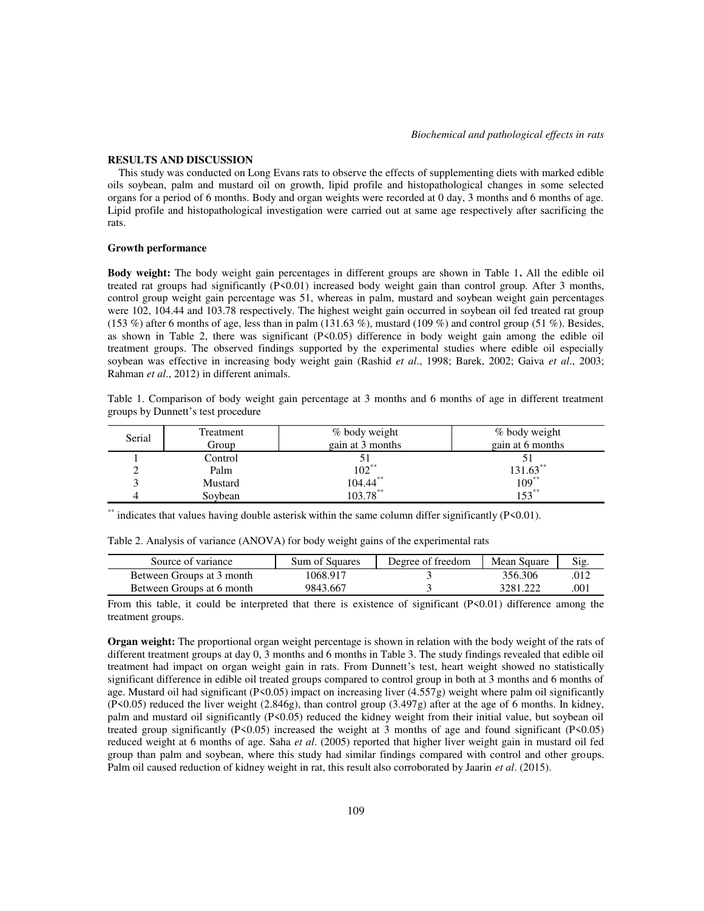## RESULTS AND DISCUSSION

This study was conducted on Long Evans rats to observe the effects of supplementing diets with marked edible oils soybean, palm and mustard oil on growth, lipid profile and histopathological changes in some selected organs for a period of 6 months. Body and organ weights were recorded at 0 day, 3 months and 6 months of age. Lipid profile and histopathological investigation were carried out at same age respectively after sacrificing the rats.

### Growth performance

**Body weight:** The body weight gain percentages in different groups are shown in Table 1**.** All the edible oil treated rat groups had significantly ($P<0.01$) increased body weight gain than control group. After 3 months, control group weight gain percentage was 51, whereas in palm, mustard and soybean weight gain percentages were 102, 104.44 and 103.78 respectively. The highest weight gain occurred in soybean oil fed treated rat group (153 %) after 6 months of age, less than in palm (131.63 %), mustard (109 %) and control group (51 %). Besides, as shown in Table 2, there was significant ($P<0.05$) difference in body weight gain among the edible oil treatment groups. The observed findings supported by the experimental studies where edible oil especially soybean was effective in increasing body weight gain (Rashid *et al*., 1998; Barek, 2002; Gaiva *et al*., 2003; Rahman *et al*., 2012) in different animals.

Table 1. Comparison of body weight gain percentage at 3 months and 6 months of age in different treatment groups by Dunnett's test procedure

| Serial | Treatment Group | % body weight gain at 3 months | % body weight gain at 6 months |
|---|---|---|---|
| 1 | Control | 51 | 51 |
| 2 | Palm | $102^{**}$ | $131.63^{**}$ |
| 3 | Mustard | $104.44^{**}$ | $109^{**}$ |
| 4 | Soybean | $103.78^{**}$ | $153^{**}$ |

$^{**}$ indicates that values having double asterisk within the same column differ significantly ($P<0.01$).

Table 2. Analysis of variance (ANOVA) for body weight gains of the experimental rats

| Source of variance | Sum of Squares | Degree of freedom | Mean Square | Sig. |
|---|---|---|---|---|
| Between Groups at 3 month | 1068.917 | 3 | 356.306 | .012 |
| Between Groups at 6 month | 9843.667 | 3 | 3281.222 | .001 |

From this table, it could be interpreted that there is existence of significant ($P<0.01$) difference among the treatment groups.

**Organ weight:** The proportional organ weight percentage is shown in relation with the body weight of the rats of different treatment groups at day 0, 3 months and 6 months in Table 3. The study findings revealed that edible oil treatment had impact on organ weight gain in rats. From Dunnett's test, heart weight showed no statistically significant difference in edible oil treated groups compared to control group in both at 3 months and 6 months of age. Mustard oil had significant ($P<0.05$) impact on increasing liver (4.557g) weight where palm oil significantly ($P<0.05$) reduced the liver weight (2.846g), than control group (3.497g) after at the age of 6 months. In kidney, palm and mustard oil significantly ($P<0.05$) reduced the kidney weight from their initial value, but soybean oil treated group significantly ($P<0.05$) increased the weight at 3 months of age and found significant ($P<0.05$) reduced weight at 6 months of age. Saha *et al*. (2005) reported that higher liver weight gain in mustard oil fed group than palm and soybean, where this study had similar findings compared with control and other groups. Palm oil caused reduction of kidney weight in rat, this result also corroborated by Jaarin *et al*. (2015).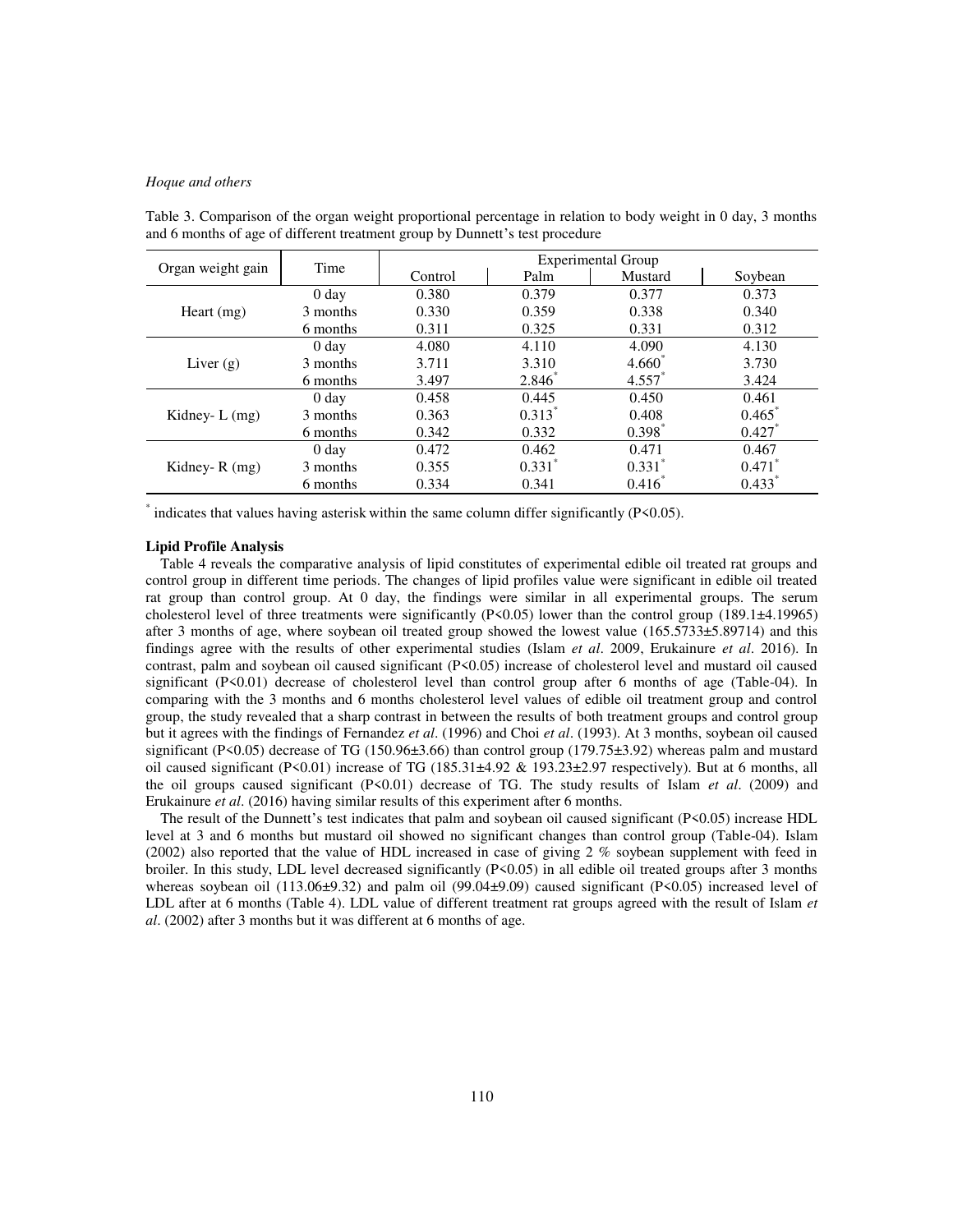Table 3. Comparison of the organ weight proportional percentage in relation to body weight in 0 day, 3 months and 6 months of age of different treatment group by Dunnett's test procedure

| Organ weight gain | Time | Experimental Group | | | |
|---|---|---|---|---|---|
| | | Control | Palm | Mustard | Soybean |
| Heart (mg) | 0 day | 0.380 | 0.379 | 0.377 | 0.373 |
| | 3 months | 0.330 | 0.359 | 0.338 | 0.340 |
| | 6 months | 0.311 | 0.325 | 0.331 | 0.312 |
| Liver (g) | 0 day | 4.080 | 4.110 | 4.090 | 4.130 |
| | 3 months | 3.711 | 3.310 | 4.660* | 3.730 |
| | 6 months | 3.497 | 2.846* | 4.557* | 3.424 |
| Kidney- L (mg) | 0 day | 0.458 | 0.445 | 0.450 | 0.461 |
| | 3 months | 0.363 | 0.313* | 0.408 | 0.465* |
| | 6 months | 0.342 | 0.332 | 0.398* | 0.427* |
| Kidney- R (mg) | 0 day | 0.472 | 0.462 | 0.471 | 0.467 |
| | 3 months | 0.355 | 0.331* | 0.331* | 0.471* |
| | 6 months | 0.334 | 0.341 | 0.416* | 0.433* |

\* indicates that values having asterisk within the same column differ significantly ($P<0.05$).

**Lipid Profile Analysis**

Table 4 reveals the comparative analysis of lipid constitutes of experimental edible oil treated rat groups and control group in different time periods. The changes of lipid profiles value were significant in edible oil treated rat group than control group. At 0 day, the findings were similar in all experimental groups. The serum cholesterol level of three treatments were significantly ($P<0.05$) lower than the control group (189.1±4.19965) after 3 months of age, where soybean oil treated group showed the lowest value (165.5733±5.89714) and this findings agree with the results of other experimental studies (Islam *et al*. 2009, Erukainure *et al*. 2016). In contrast, palm and soybean oil caused significant ($P<0.05$) increase of cholesterol level and mustard oil caused significant ($P<0.01$) decrease of cholesterol level than control group after 6 months of age (Table-04). In comparing with the 3 months and 6 months cholesterol level values of edible oil treatment group and control group, the study revealed that a sharp contrast in between the results of both treatment groups and control group but it agrees with the findings of Fernandez *et al*. (1996) and Choi *et al*. (1993). At 3 months, soybean oil caused significant ($P<0.05$) decrease of TG (150.96±3.66) than control group (179.75±3.92) whereas palm and mustard oil caused significant ($P<0.01$) increase of TG (185.31±4.92 & 193.23±2.97 respectively). But at 6 months, all the oil groups caused significant ($P<0.01$) decrease of TG. The study results of Islam *et al*. (2009) and Erukainure *et al*. (2016) having similar results of this experiment after 6 months.

The result of the Dunnett's test indicates that palm and soybean oil caused significant ($P<0.05$) increase HDL level at 3 and 6 months but mustard oil showed no significant changes than control group (Table-04). Islam (2002) also reported that the value of HDL increased in case of giving 2 % soybean supplement with feed in broiler. In this study, LDL level decreased significantly ($P<0.05$) in all edible oil treated groups after 3 months whereas soybean oil (113.06±9.32) and palm oil (99.04±9.09) caused significant ($P<0.05$) increased level of LDL after at 6 months (Table 4). LDL value of different treatment rat groups agreed with the result of Islam *et al*. (2002) after 3 months but it was different at 6 months of age.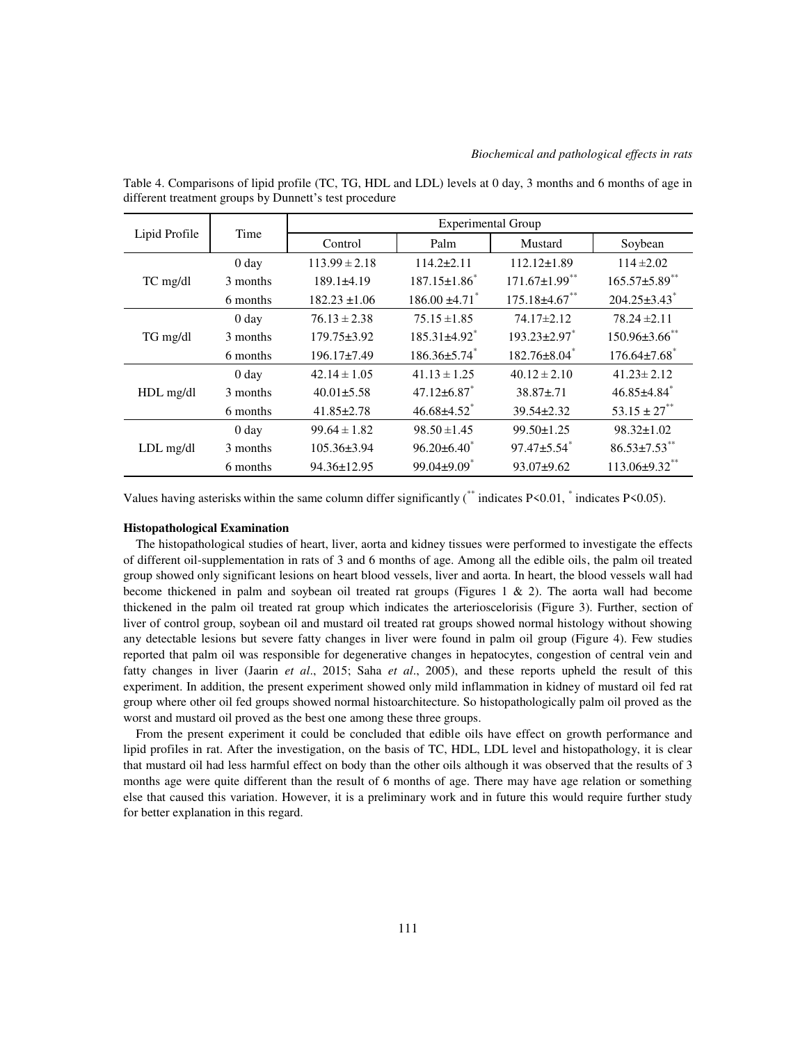Table 4. Comparisons of lipid profile (TC, TG, HDL and LDL) levels at 0 day, 3 months and 6 months of age in different treatment groups by Dunnett's test procedure

| Lipid Profile | Time | Experimental Group | | | |
|---|---|---|---|---|---|
| | | Control | Palm | Mustard | Soybean |
| TC mg/dl | 0 day | 113.99 ± 2.18 | 114.2±2.11 | 112.12±1.89 | 114 ±2.02 |
| | 3 months | 189.1±4.19 | 187.15±1.86* | 171.67±1.99** | 165.57±5.89** |
| | 6 months | 182.23 ±1.06 | 186.00 ±4.71* | 175.18±4.67** | 204.25±3.43* |
| TG mg/dl | 0 day | 76.13 ± 2.38 | 75.15 ±1.85 | 74.17±2.12 | 78.24 ±2.11 |
| | 3 months | 179.75±3.92 | 185.31±4.92* | 193.23±2.97* | 150.96±3.66** |
| | 6 months | 196.17±7.49 | 186.36±5.74* | 182.76±8.04* | 176.64±7.68* |
| HDL mg/dl | 0 day | 42.14 ± 1.05 | 41.13 ± 1.25 | 40.12 ± 2.10 | 41.23± 2.12 |
| | 3 months | 40.01±5.58 | 47.12±6.87* | 38.87±.71 | 46.85±4.84* |
| | 6 months | 41.85±2.78 | 46.68±4.52* | 39.54±2.32 | 53.15 ± 27** |
| LDL mg/dl | 0 day | 99.64 ± 1.82 | 98.50 ±1.45 | 99.50±1.25 | 98.32±1.02 |
| | 3 months | 105.36±3.94 | 96.20±6.40* | 97.47±5.54* | 86.53±7.53** |
| | 6 months | 94.36±12.95 | 99.04±9.09* | 93.07±9.62 | 113.06±9.32** |

Values having asterisks within the same column differ significantly (** indicates P<0.01, * indicates P<0.05).

**Histopathological Examination**

The histopathological studies of heart, liver, aorta and kidney tissues were performed to investigate the effects of different oil-supplementation in rats of 3 and 6 months of age. Among all the edible oils, the palm oil treated group showed only significant lesions on heart blood vessels, liver and aorta. In heart, the blood vessels wall had become thickened in palm and soybean oil treated rat groups (Figures 1 & 2). The aorta wall had become thickened in the palm oil treated rat group which indicates the arterioscelorisis (Figure 3). Further, section of liver of control group, soybean oil and mustard oil treated rat groups showed normal histology without showing any detectable lesions but severe fatty changes in liver were found in palm oil group (Figure 4). Few studies reported that palm oil was responsible for degenerative changes in hepatocytes, congestion of central vein and fatty changes in liver (Jaarin *et al*., 2015; Saha *et al*., 2005), and these reports upheld the result of this experiment. In addition, the present experiment showed only mild inflammation in kidney of mustard oil fed rat group where other oil fed groups showed normal histoarchitecture. So histopathologically palm oil proved as the worst and mustard oil proved as the best one among these three groups.

From the present experiment it could be concluded that edible oils have effect on growth performance and lipid profiles in rat. After the investigation, on the basis of TC, HDL, LDL level and histopathology, it is clear that mustard oil had less harmful effect on body than the other oils although it was observed that the results of 3 months age were quite different than the result of 6 months of age. There may have age relation or something else that caused this variation. However, it is a preliminary work and in future this would require further study for better explanation in this regard.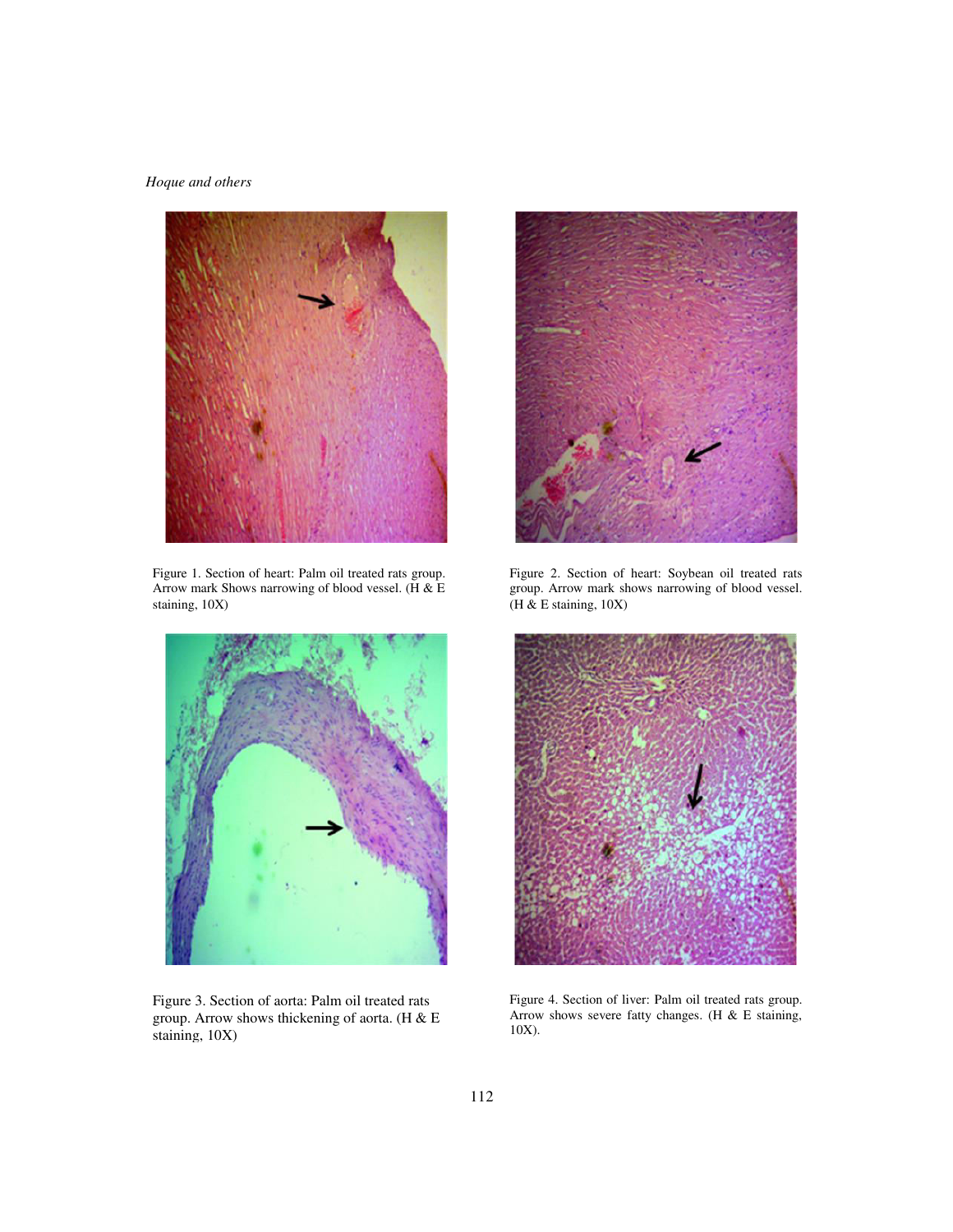Figure 1. Section of heart: Palm oil treated rats group. Arrow mark Shows narrowing of blood vessel. (H & E staining, 10X)

Figure 2. Section of heart: Soybean oil treated rats group. Arrow mark shows narrowing of blood vessel. (H & E staining, 10X)

Figure 3. Section of aorta: Palm oil treated rats group. Arrow shows thickening of aorta. (H & E staining, 10X)

Figure 4. Section of liver: Palm oil treated rats group. Arrow shows severe fatty changes. (H & E staining, 10X).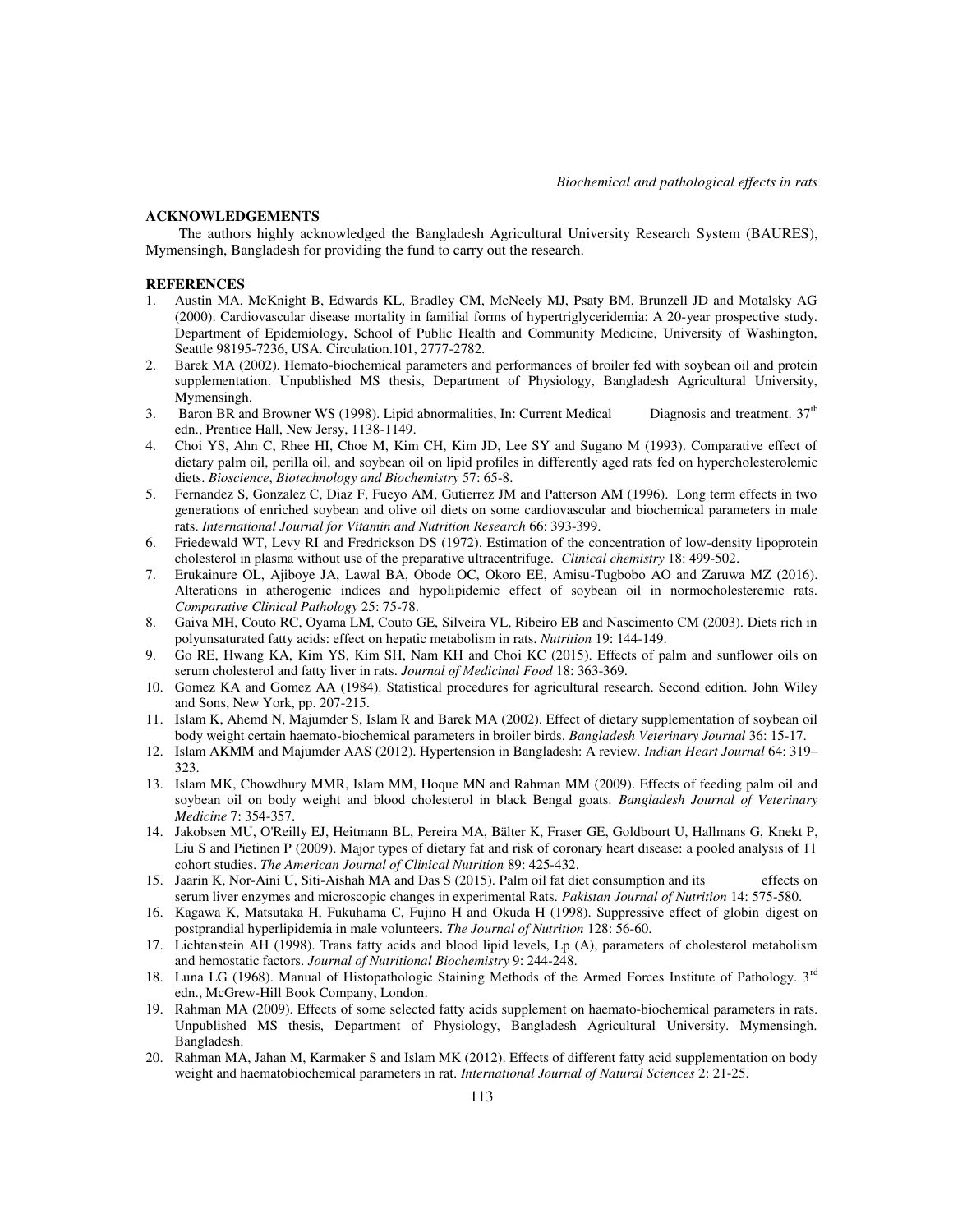## ACKNOWLEDGEMENTS

The authors highly acknowledged the Bangladesh Agricultural University Research System (BAURES), Mymensingh, Bangladesh for providing the fund to carry out the research.

## REFERENCES

1. Austin MA, McKnight B, Edwards KL, Bradley CM, McNeely MJ, Psaty BM, Brunzell JD and Motalsky AG (2000). Cardiovascular disease mortality in familial forms of hypertriglyceridemia: A 20-year prospective study. Department of Epidemiology, School of Public Health and Community Medicine, University of Washington, Seattle 98195-7236, USA. Circulation.101, 2777-2782.
2. Barek MA (2002). Hemato-biochemical parameters and performances of broiler fed with soybean oil and protein supplementation. Unpublished MS thesis, Department of Physiology, Bangladesh Agricultural University, Mymensingh.
3. Baron BR and Browner WS (1998). Lipid abnormalities, In: Current Medical Diagnosis and treatment. 37th edn., Prentice Hall, New Jersy, 1138-1149.
4. Choi YS, Ahn C, Rhee HI, Choe M, Kim CH, Kim JD, Lee SY and Sugano M (1993). Comparative effect of dietary palm oil, perilla oil, and soybean oil on lipid profiles in differently aged rats fed on hypercholesterolemic diets. *Bioscience*, *Biotechnology and Biochemistry* 57: 65-8.
5. Fernandez S, Gonzalez C, Diaz F, Fueyo AM, Gutierrez JM and Patterson AM (1996). Long term effects in two generations of enriched soybean and olive oil diets on some cardiovascular and biochemical parameters in male rats. *International Journal for Vitamin and Nutrition Research* 66: 393-399.
6. Friedewald WT, Levy RI and Fredrickson DS (1972). Estimation of the concentration of low-density lipoprotein cholesterol in plasma without use of the preparative ultracentrifuge. *Clinical chemistry* 18: 499-502.
7. Erukainure OL, Ajiboye JA, Lawal BA, Obode OC, Okoro EE, Amisu-Tugbobo AO and Zaruwa MZ (2016). Alterations in atherogenic indices and hypolipidemic effect of soybean oil in normocholesteremic rats. *Comparative Clinical Pathology* 25: 75-78.
8. Gaiva MH, Couto RC, Oyama LM, Couto GE, Silveira VL, Ribeiro EB and Nascimento CM (2003). Diets rich in polyunsaturated fatty acids: effect on hepatic metabolism in rats. *Nutrition* 19: 144-149.
9. Go RE, Hwang KA, Kim YS, Kim SH, Nam KH and Choi KC (2015). Effects of palm and sunflower oils on serum cholesterol and fatty liver in rats. *Journal of Medicinal Food* 18: 363-369.
10. Gomez KA and Gomez AA (1984). Statistical procedures for agricultural research. Second edition. John Wiley and Sons, New York, pp. 207-215.
11. Islam K, Ahemd N, Majumder S, Islam R and Barek MA (2002). Effect of dietary supplementation of soybean oil body weight certain haemato-biochemical parameters in broiler birds. *Bangladesh Veterinary Journal* 36: 15-17.
12. Islam AKMM and Majumder AAS (2012). Hypertension in Bangladesh: A review. *Indian Heart Journal* 64: 319–323.
13. Islam MK, Chowdhury MMR, Islam MM, Hoque MN and Rahman MM (2009). Effects of feeding palm oil and soybean oil on body weight and blood cholesterol in black Bengal goats. *Bangladesh Journal of Veterinary Medicine* 7: 354-357.
14. Jakobsen MU, O'Reilly EJ, Heitmann BL, Pereira MA, Bälter K, Fraser GE, Goldbourt U, Hallmans G, Knekt P, Liu S and Pietinen P (2009). Major types of dietary fat and risk of coronary heart disease: a pooled analysis of 11 cohort studies. *The American Journal of Clinical Nutrition* 89: 425-432.
15. Jaarin K, Nor-Aini U, Siti-Aishah MA and Das S (2015). Palm oil fat diet consumption and its effects on serum liver enzymes and microscopic changes in experimental Rats. *Pakistan Journal of Nutrition* 14: 575-580.
16. Kagawa K, Matsutaka H, Fukuhama C, Fujino H and Okuda H (1998). Suppressive effect of globin digest on postprandial hyperlipidemia in male volunteers. *The Journal of Nutrition* 128: 56-60.
17. Lichtenstein AH (1998). Trans fatty acids and blood lipid levels, Lp (A), parameters of cholesterol metabolism and hemostatic factors. *Journal of Nutritional Biochemistry* 9: 244-248.
18. Luna LG (1968). Manual of Histopathologic Staining Methods of the Armed Forces Institute of Pathology. 3rd edn., McGrew-Hill Book Company, London.
19. Rahman MA (2009). Effects of some selected fatty acids supplement on haemato-biochemical parameters in rats. Unpublished MS thesis, Department of Physiology, Bangladesh Agricultural University. Mymensingh. Bangladesh.
20. Rahman MA, Jahan M, Karmaker S and Islam MK (2012). Effects of different fatty acid supplementation on body weight and haematobiochemical parameters in rat. *International Journal of Natural Sciences* 2: 21-25.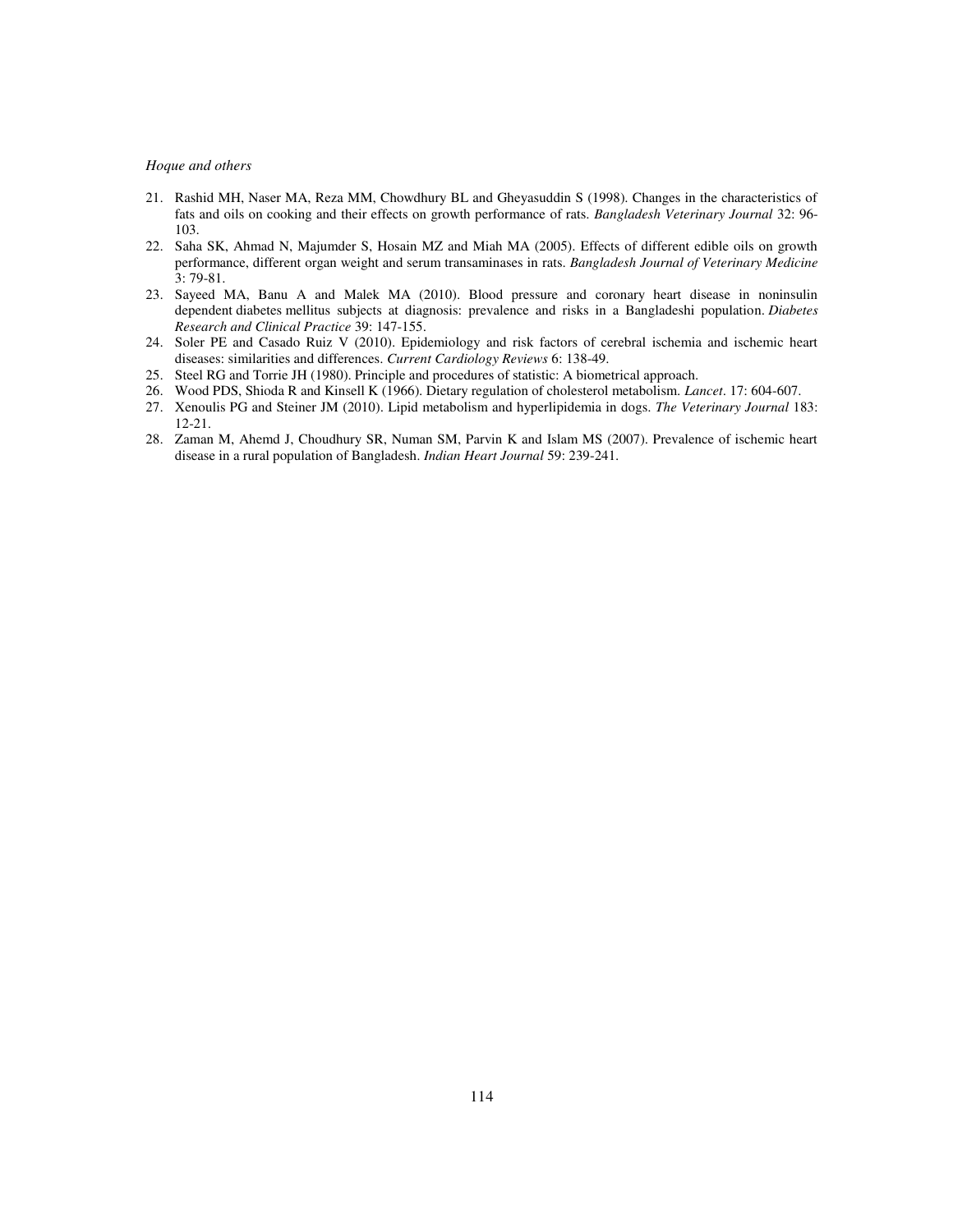21. Rashid MH, Naser MA, Reza MM, Chowdhury BL and Gheyasuddin S (1998). Changes in the characteristics of fats and oils on cooking and their effects on growth performance of rats. *Bangladesh Veterinary Journal* 32: 96-103.
22. Saha SK, Ahmad N, Majumder S, Hosain MZ and Miah MA (2005). Effects of different edible oils on growth performance, different organ weight and serum transaminases in rats. *Bangladesh Journal of Veterinary Medicine* 3: 79-81.
23. Sayeed MA, Banu A and Malek MA (2010). Blood pressure and coronary heart disease in noninsulin dependent diabetes mellitus subjects at diagnosis: prevalence and risks in a Bangladeshi population. *Diabetes Research and Clinical Practice* 39: 147-155.
24. Soler PE and Casado Ruiz V (2010). Epidemiology and risk factors of cerebral ischemia and ischemic heart diseases: similarities and differences. *Current Cardiology Reviews* 6: 138-49.
25. Steel RG and Torrie JH (1980). Principle and procedures of statistic: A biometrical approach.
26. Wood PDS, Shioda R and Kinsell K (1966). Dietary regulation of cholesterol metabolism. *Lancet*. 17: 604-607.
27. Xenoulis PG and Steiner JM (2010). Lipid metabolism and hyperlipidemia in dogs. *The Veterinary Journal* 183: 12-21.
28. Zaman M, Ahemd J, Choudhury SR, Numan SM, Parvin K and Islam MS (2007). Prevalence of ischemic heart disease in a rural population of Bangladesh. *Indian Heart Journal* 59: 239-241.